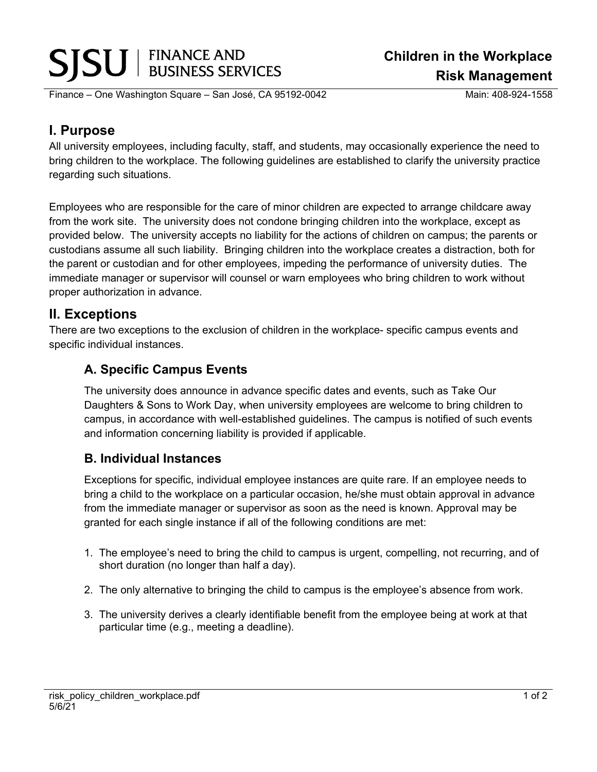# SJSU | FINANCE AND BUSINESS SERVICES

**Children in the Workplace**
**Risk Management**

Finance – One Washington Square – San José, CA 95192-0042 Main: 408-924-1558

## I. Purpose

All university employees, including faculty, staff, and students, may occasionally experience the need to bring children to the workplace. The following guidelines are established to clarify the university practice regarding such situations.

Employees who are responsible for the care of minor children are expected to arrange childcare away from the work site. The university does not condone bringing children into the workplace, except as provided below. The university accepts no liability for the actions of children on campus; the parents or custodians assume all such liability. Bringing children into the workplace creates a distraction, both for the parent or custodian and for other employees, impeding the performance of university duties. The immediate manager or supervisor will counsel or warn employees who bring children to work without proper authorization in advance.

## II. Exceptions

There are two exceptions to the exclusion of children in the workplace- specific campus events and specific individual instances.

### A. Specific Campus Events

The university does announce in advance specific dates and events, such as Take Our Daughters & Sons to Work Day, when university employees are welcome to bring children to campus, in accordance with well-established guidelines. The campus is notified of such events and information concerning liability is provided if applicable.

### B. Individual Instances

Exceptions for specific, individual employee instances are quite rare. If an employee needs to bring a child to the workplace on a particular occasion, he/she must obtain approval in advance from the immediate manager or supervisor as soon as the need is known. Approval may be granted for each single instance if all of the following conditions are met:

1. The employee's need to bring the child to campus is urgent, compelling, not recurring, and of short duration (no longer than half a day).
2. The only alternative to bringing the child to campus is the employee's absence from work.
3. The university derives a clearly identifiable benefit from the employee being at work at that particular time (e.g., meeting a deadline).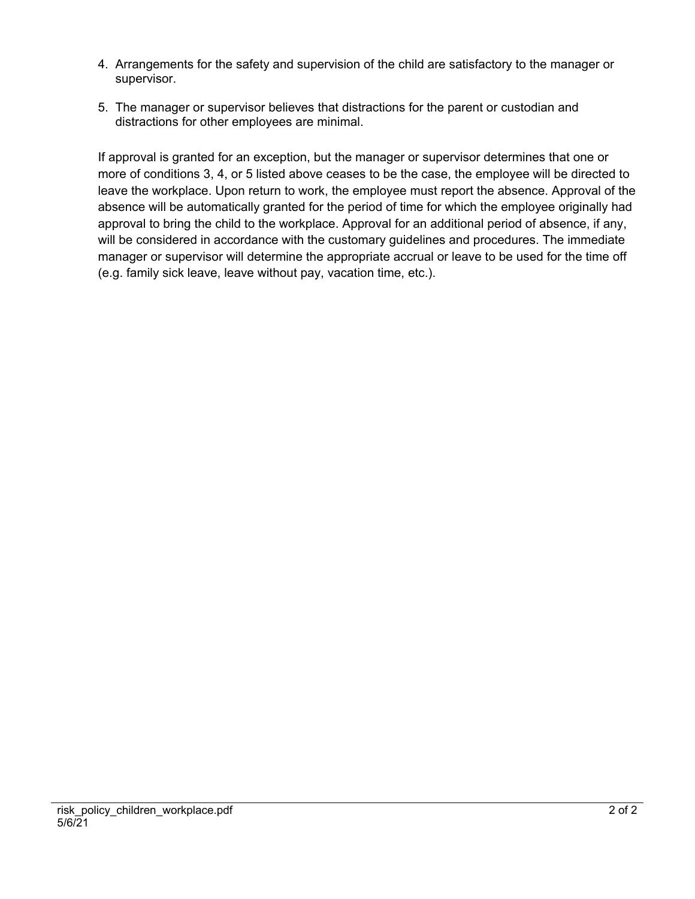4. Arrangements for the safety and supervision of the child are satisfactory to the manager or supervisor.

5. The manager or supervisor believes that distractions for the parent or custodian and distractions for other employees are minimal.

If approval is granted for an exception, but the manager or supervisor determines that one or more of conditions 3, 4, or 5 listed above ceases to be the case, the employee will be directed to leave the workplace. Upon return to work, the employee must report the absence. Approval of the absence will be automatically granted for the period of time for which the employee originally had approval to bring the child to the workplace. Approval for an additional period of absence, if any, will be considered in accordance with the customary guidelines and procedures. The immediate manager or supervisor will determine the appropriate accrual or leave to be used for the time off (e.g. family sick leave, leave without pay, vacation time, etc.).